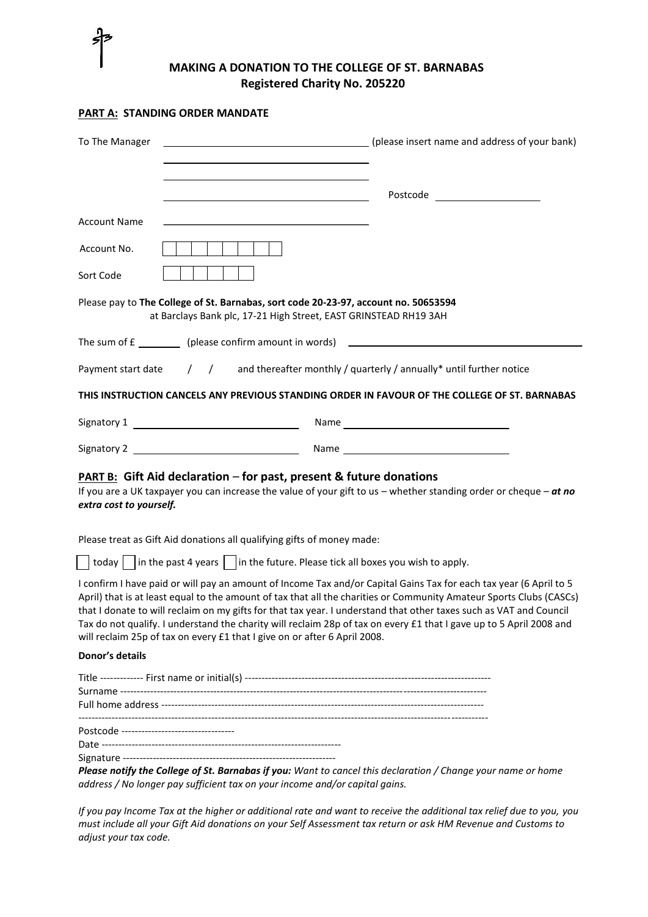# MAKING A DONATION TO THE COLLEGE OF ST. BARNABAS
## Registered Charity No. 205220

### PART A: STANDING ORDER MANDATE

To The Manager ________________________________ (please insert name and address of your bank)

________________________________

________________________________

________________________________ Postcode ________________

Account Name ________________________________

Account No. | | | | | | | | |

Sort Code | | | | | | |

Please pay to **The College of St. Barnabas, sort code 20-23-97, account no. 50653594** at Barclays Bank plc, 17-21 High Street, EAST GRINSTEAD RH19 3AH

The sum of £ ________ (please confirm amount in words) ________________________________

Payment start date / / and thereafter monthly / quarterly / annually* until further notice

**THIS INSTRUCTION CANCELS ANY PREVIOUS STANDING ORDER IN FAVOUR OF THE COLLEGE OF ST. BARNABAS**

Signatory 1 ________________________ Name ________________________

Signatory 2 ________________________ Name ________________________

### PART B: Gift Aid declaration – for past, present & future donations

If you are a UK taxpayer you can increase the value of your gift to us – whether standing order or cheque – ***at no extra cost to yourself.***

Please treat as Gift Aid donations all qualifying gifts of money made:

☐ today ☐ in the past 4 years ☐ in the future. Please tick all boxes you wish to apply.

I confirm I have paid or will pay an amount of Income Tax and/or Capital Gains Tax for each tax year (6 April to 5 April) that is at least equal to the amount of tax that all the charities or Community Amateur Sports Clubs (CASCs) that I donate to will reclaim on my gifts for that tax year. I understand that other taxes such as VAT and Council Tax do not qualify. I understand the charity will reclaim 28p of tax on every £1 that I gave up to 5 April 2008 and will reclaim 25p of tax on every £1 that I give on or after 6 April 2008.

**Donor's details**

Title ------------- First name or initial(s) --------------------------------------------------------------------------

Surname ------------------------------------------------------------------------------------------------------------

Full home address ------------------------------------------------------------------------------------------------

------------------------------------------------------------------------------------------------------------------------

Postcode ----------------------------------

Date ------------------------------------------------------------------------

Signature ---------------------------------------------------------------

***Please notify the College of St. Barnabas if you:*** *Want to cancel this declaration / Change your name or home address / No longer pay sufficient tax on your income and/or capital gains.*

*If you pay Income Tax at the higher or additional rate and want to receive the additional tax relief due to you, you must include all your Gift Aid donations on your Self Assessment tax return or ask HM Revenue and Customs to adjust your tax code.*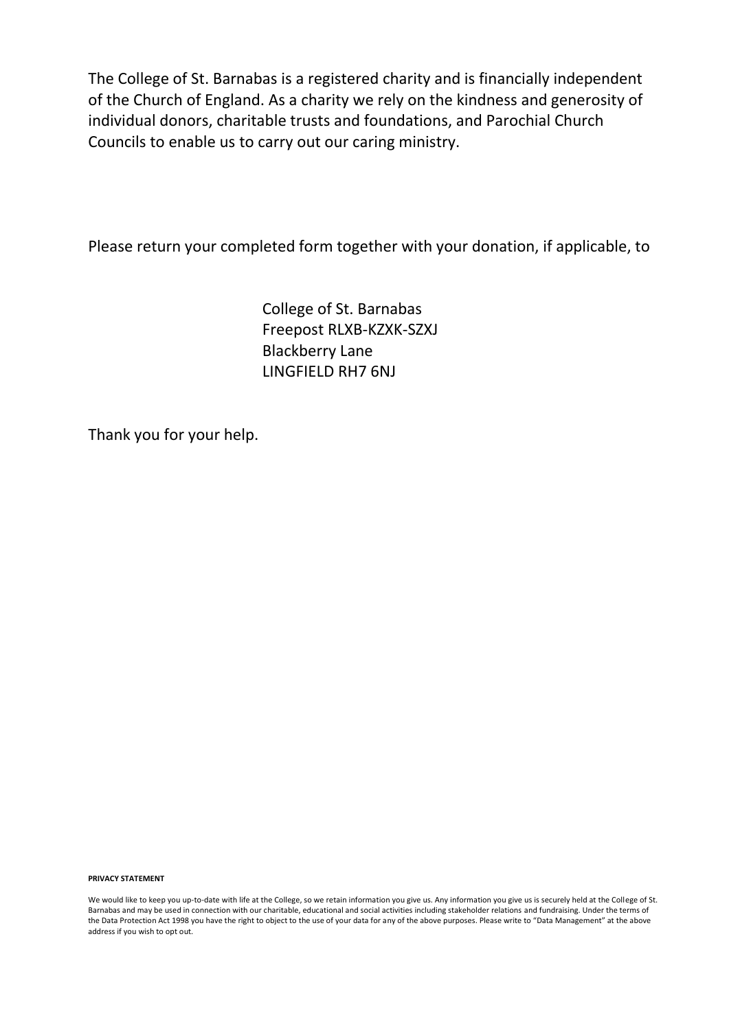The College of St. Barnabas is a registered charity and is financially independent of the Church of England. As a charity we rely on the kindness and generosity of individual donors, charitable trusts and foundations, and Parochial Church Councils to enable us to carry out our caring ministry.

Please return your completed form together with your donation, if applicable, to

College of St. Barnabas
Freepost RLXB-KZXK-SZXJ
Blackberry Lane
LINGFIELD RH7 6NJ

Thank you for your help.

**PRIVACY STATEMENT**

We would like to keep you up-to-date with life at the College, so we retain information you give us. Any information you give us is securely held at the College of St. Barnabas and may be used in connection with our charitable, educational and social activities including stakeholder relations and fundraising. Under the terms of the Data Protection Act 1998 you have the right to object to the use of your data for any of the above purposes. Please write to "Data Management" at the above address if you wish to opt out.